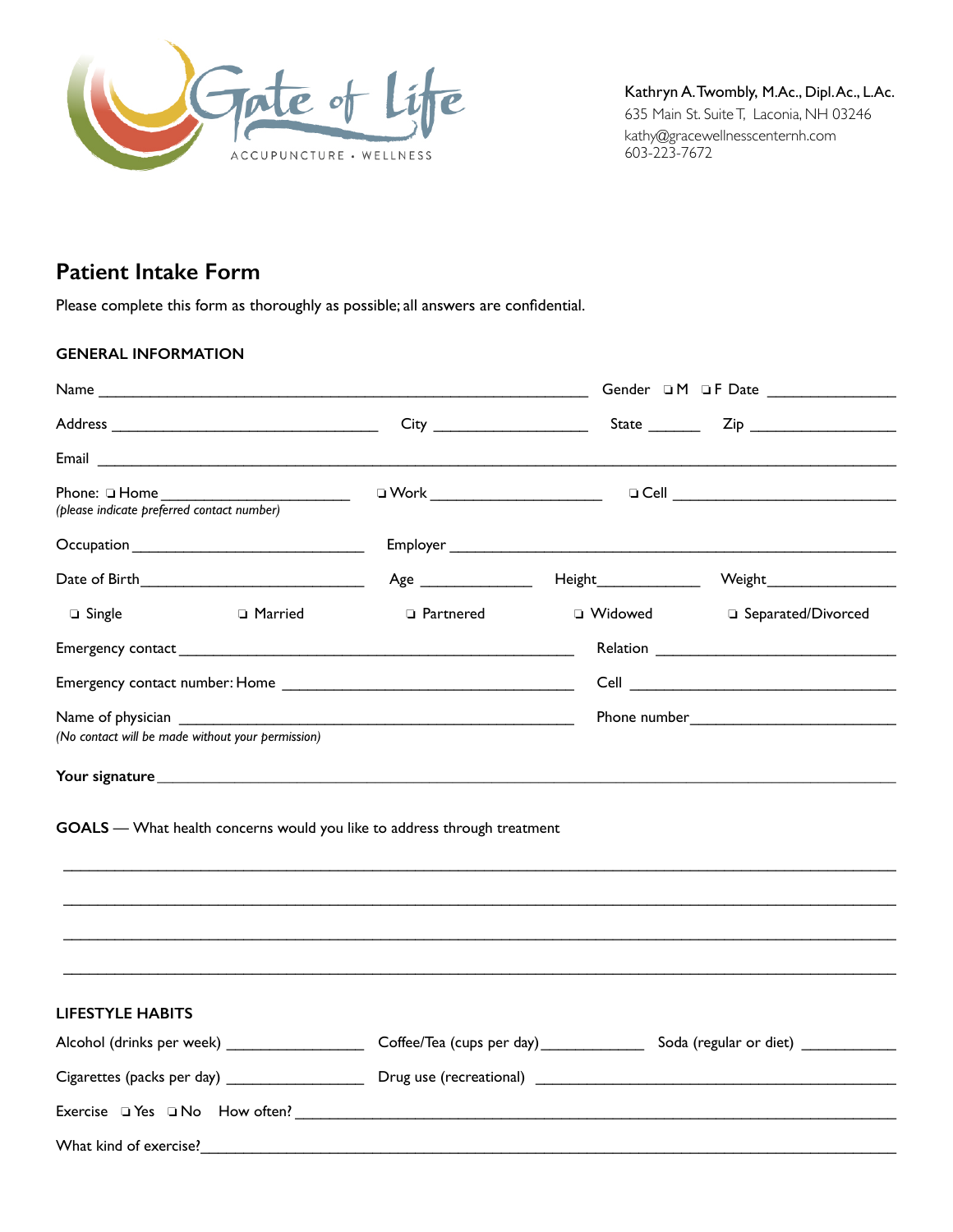Gate of Life
ACCUPUNCTURE • WELLNESS

Kathryn A. Twombly, M.Ac., Dipl. Ac., L.Ac.
635 Main St. Suite T, Laconia, NH 03246
kathy@gracewellnesscenternh.com
603-223-7672

# Patient Intake Form

Please complete this form as thoroughly as possible; all answers are confidential.

## GENERAL INFORMATION

Name ____________________ Gender ❑ M ❑ F Date ____________

Address ____________________ City ____________ State ______ Zip ____________

Email ____________________

Phone: ❑ Home ____________ ❑ Work ____________ ❑ Cell ____________
*(please indicate preferred contact number)*

Occupation ____________ Employer ____________

Date of Birth ____________ Age ____________ Height ____________ Weight ____________

❑ Single ❑ Married ❑ Partnered ❑ Widowed ❑ Separated/Divorced

Emergency contact ____________ Relation ____________

Emergency contact number: Home ____________ Cell ____________

Name of physician ____________ Phone number ____________
*(No contact will be made without your permission)*

**Your signature** ____________________

**GOALS** — What health concerns would you like to address through treatment

____________________

____________________

____________________

____________________

## LIFESTYLE HABITS

Alcohol (drinks per week) ____________ Coffee/Tea (cups per day) ____________ Soda (regular or diet) ____________

Cigarettes (packs per day) ____________ Drug use (recreational) ____________

Exercise ❑ Yes ❑ No How often? ____________

What kind of exercise? ____________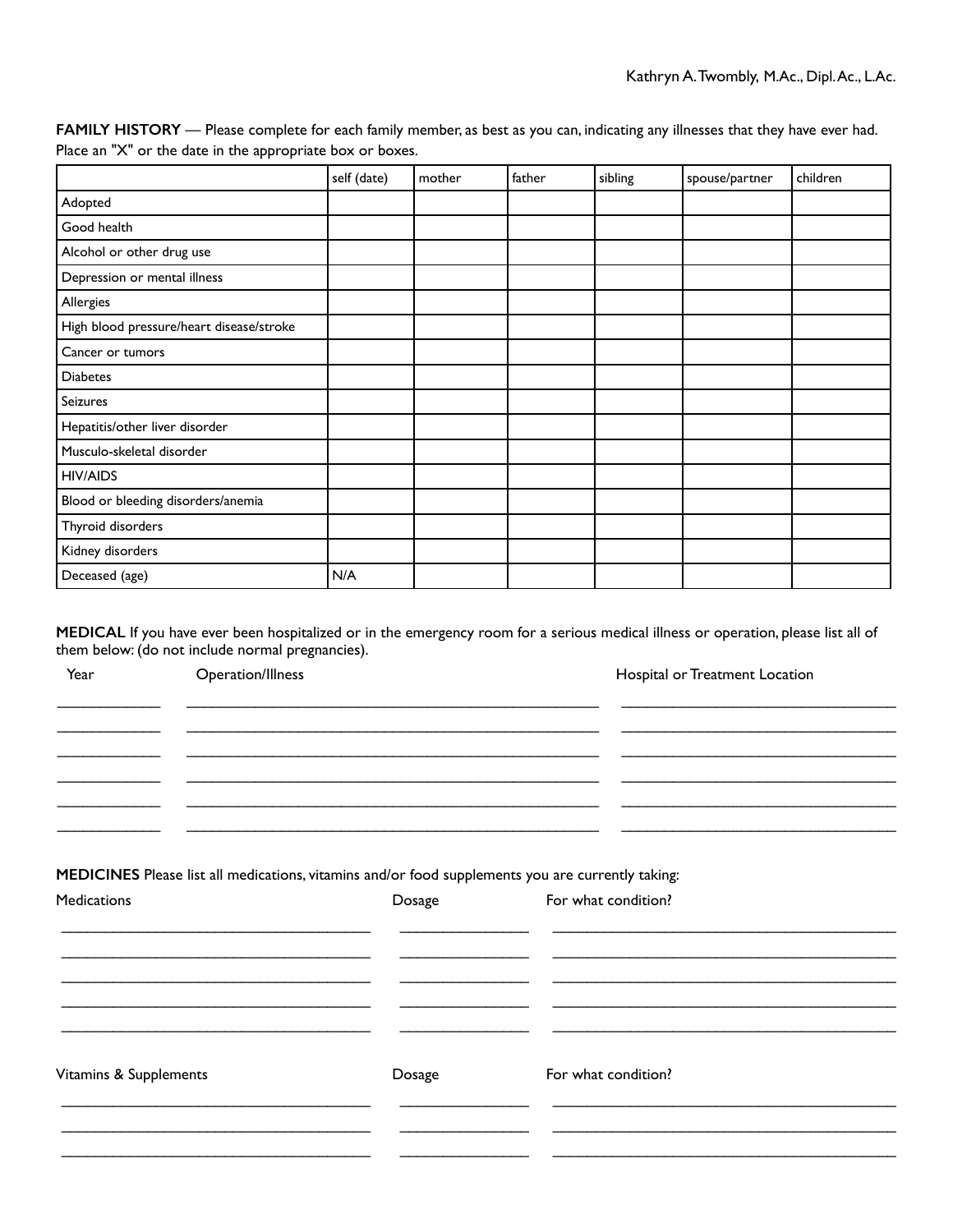**FAMILY HISTORY** — Please complete for each family member, as best as you can, indicating any illnesses that they have ever had. Place an "X" or the date in the appropriate box or boxes.

| | self (date) | mother | father | sibling | spouse/partner | children |
|---|---|---|---|---|---|---|
| Adopted | | | | | | |
| Good health | | | | | | |
| Alcohol or other drug use | | | | | | |
| Depression or mental illness | | | | | | |
| Allergies | | | | | | |
| High blood pressure/heart disease/stroke | | | | | | |
| Cancer or tumors | | | | | | |
| Diabetes | | | | | | |
| Seizures | | | | | | |
| Hepatitis/other liver disorder | | | | | | |
| Musculo-skeletal disorder | | | | | | |
| HIV/AIDS | | | | | | |
| Blood or bleeding disorders/anemia | | | | | | |
| Thyroid disorders | | | | | | |
| Kidney disorders | | | | | | |
| Deceased (age) | N/A | | | | | |

**MEDICAL** If you have ever been hospitalized or in the emergency room for a serious medical illness or operation, please list all of them below: (do not include normal pregnancies).

| Year | Operation/Illness | Hospital or Treatment Location |
|---|---|---|
| | | |
| | | |
| | | |
| | | |
| | | |
| | | |

**MEDICINES** Please list all medications, vitamins and/or food supplements you are currently taking:

| Medications | Dosage | For what condition? |
|---|---|---|
| | | |
| | | |
| | | |
| | | |
| | | |

| Vitamins & Supplements | Dosage | For what condition? |
|---|---|---|
| | | |
| | | |
| | | |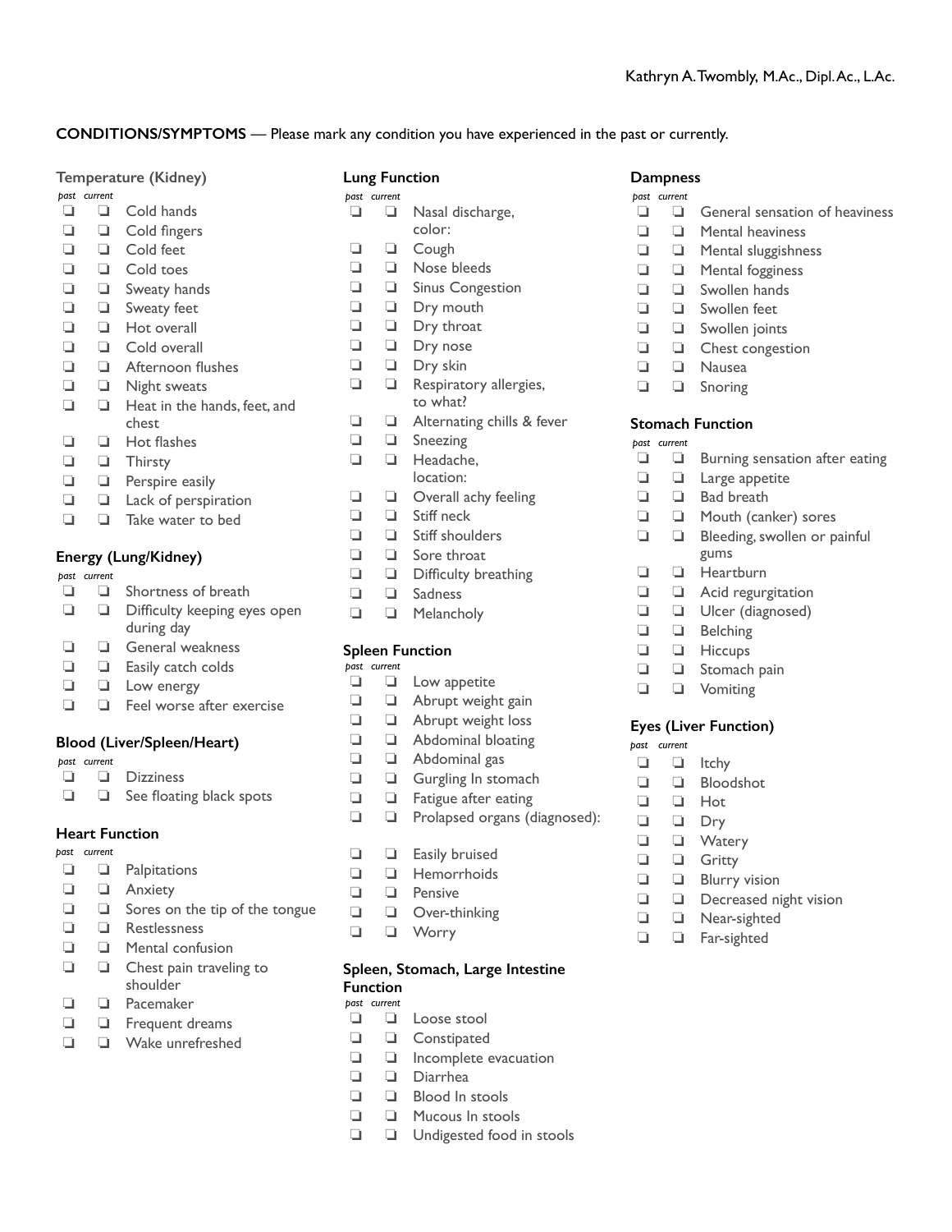**CONDITIONS/SYMPTOMS** — Please mark any condition you have experienced in the past or currently.

### Temperature (Kidney)

| past | current | |
|---|---|---|
| ❏ | ❏ | Cold hands |
| ❏ | ❏ | Cold fingers |
| ❏ | ❏ | Cold feet |
| ❏ | ❏ | Cold toes |
| ❏ | ❏ | Sweaty hands |
| ❏ | ❏ | Sweaty feet |
| ❏ | ❏ | Hot overall |
| ❏ | ❏ | Cold overall |
| ❏ | ❏ | Afternoon flushes |
| ❏ | ❏ | Night sweats |
| ❏ | ❏ | Heat in the hands, feet, and chest |
| ❏ | ❏ | Hot flashes |
| ❏ | ❏ | Thirsty |
| ❏ | ❏ | Perspire easily |
| ❏ | ❏ | Lack of perspiration |
| ❏ | ❏ | Take water to bed |

### Energy (Lung/Kidney)

| past | current | |
|---|---|---|
| ❏ | ❏ | Shortness of breath |
| ❏ | ❏ | Difficulty keeping eyes open during day |
| ❏ | ❏ | General weakness |
| ❏ | ❏ | Easily catch colds |
| ❏ | ❏ | Low energy |
| ❏ | ❏ | Feel worse after exercise |

### Blood (Liver/Spleen/Heart)

| past | current | |
|---|---|---|
| ❏ | ❏ | Dizziness |
| ❏ | ❏ | See floating black spots |

### Heart Function

| past | current | |
|---|---|---|
| ❏ | ❏ | Palpitations |
| ❏ | ❏ | Anxiety |
| ❏ | ❏ | Sores on the tip of the tongue |
| ❏ | ❏ | Restlessness |
| ❏ | ❏ | Mental confusion |
| ❏ | ❏ | Chest pain traveling to shoulder |
| ❏ | ❏ | Pacemaker |
| ❏ | ❏ | Frequent dreams |
| ❏ | ❏ | Wake unrefreshed |

### Lung Function

| past | current | |
|---|---|---|
| ❏ | ❏ | Nasal discharge, color: |
| ❏ | ❏ | Cough |
| ❏ | ❏ | Nose bleeds |
| ❏ | ❏ | Sinus Congestion |
| ❏ | ❏ | Dry mouth |
| ❏ | ❏ | Dry throat |
| ❏ | ❏ | Dry nose |
| ❏ | ❏ | Dry skin |
| ❏ | ❏ | Respiratory allergies, to what? |
| ❏ | ❏ | Alternating chills & fever |
| ❏ | ❏ | Sneezing |
| ❏ | ❏ | Headache, location: |
| ❏ | ❏ | Overall achy feeling |
| ❏ | ❏ | Stiff neck |
| ❏ | ❏ | Stiff shoulders |
| ❏ | ❏ | Sore throat |
| ❏ | ❏ | Difficulty breathing |
| ❏ | ❏ | Sadness |
| ❏ | ❏ | Melancholy |

### Spleen Function

| past | current | |
|---|---|---|
| ❏ | ❏ | Low appetite |
| ❏ | ❏ | Abrupt weight gain |
| ❏ | ❏ | Abrupt weight loss |
| ❏ | ❏ | Abdominal bloating |
| ❏ | ❏ | Abdominal gas |
| ❏ | ❏ | Gurgling In stomach |
| ❏ | ❏ | Fatigue after eating |
| ❏ | ❏ | Prolapsed organs (diagnosed): |
| ❏ | ❏ | Easily bruised |
| ❏ | ❏ | Hemorrhoids |
| ❏ | ❏ | Pensive |
| ❏ | ❏ | Over-thinking |
| ❏ | ❏ | Worry |

### Spleen, Stomach, Large Intestine Function

| past | current | |
|---|---|---|
| ❏ | ❏ | Loose stool |
| ❏ | ❏ | Constipated |
| ❏ | ❏ | Incomplete evacuation |
| ❏ | ❏ | Diarrhea |
| ❏ | ❏ | Blood In stools |
| ❏ | ❏ | Mucous In stools |
| ❏ | ❏ | Undigested food in stools |

### Dampness

| past | current | |
|---|---|---|
| ❏ | ❏ | General sensation of heaviness |
| ❏ | ❏ | Mental heaviness |
| ❏ | ❏ | Mental sluggishness |
| ❏ | ❏ | Mental fogginess |
| ❏ | ❏ | Swollen hands |
| ❏ | ❏ | Swollen feet |
| ❏ | ❏ | Swollen joints |
| ❏ | ❏ | Chest congestion |
| ❏ | ❏ | Nausea |
| ❏ | ❏ | Snoring |

### Stomach Function

| past | current | |
|---|---|---|
| ❏ | ❏ | Burning sensation after eating |
| ❏ | ❏ | Large appetite |
| ❏ | ❏ | Bad breath |
| ❏ | ❏ | Mouth (canker) sores |
| ❏ | ❏ | Bleeding, swollen or painful gums |
| ❏ | ❏ | Heartburn |
| ❏ | ❏ | Acid regurgitation |
| ❏ | ❏ | Ulcer (diagnosed) |
| ❏ | ❏ | Belching |
| ❏ | ❏ | Hiccups |
| ❏ | ❏ | Stomach pain |
| ❏ | ❏ | Vomiting |

### Eyes (Liver Function)

| past | current | |
|---|---|---|
| ❏ | ❏ | Itchy |
| ❏ | ❏ | Bloodshot |
| ❏ | ❏ | Hot |
| ❏ | ❏ | Dry |
| ❏ | ❏ | Watery |
| ❏ | ❏ | Gritty |
| ❏ | ❏ | Blurry vision |
| ❏ | ❏ | Decreased night vision |
| ❏ | ❏ | Near-sighted |
| ❏ | ❏ | Far-sighted |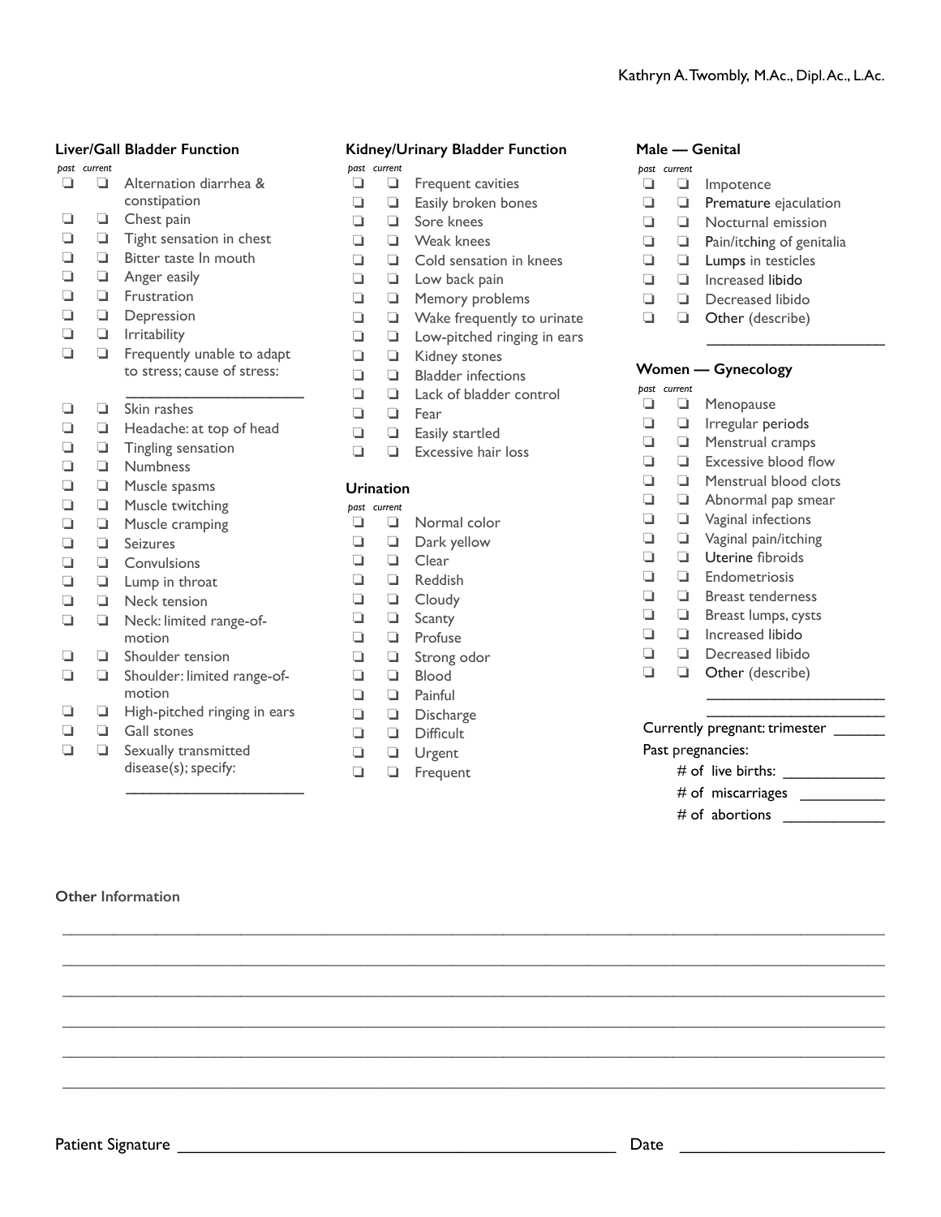## Liver/Gall Bladder Function

| past | current | |
|---|---|---|
| ❑ | ❑ | Alternation diarrhea & constipation |
| ❑ | ❑ | Chest pain |
| ❑ | ❑ | Tight sensation in chest |
| ❑ | ❑ | Bitter taste In mouth |
| ❑ | ❑ | Anger easily |
| ❑ | ❑ | Frustration |
| ❑ | ❑ | Depression |
| ❑ | ❑ | Irritability |
| ❑ | ❑ | Frequently unable to adapt to stress; cause of stress: ____________________ |
| ❑ | ❑ | Skin rashes |
| ❑ | ❑ | Headache: at top of head |
| ❑ | ❑ | Tingling sensation |
| ❑ | ❑ | Numbness |
| ❑ | ❑ | Muscle spasms |
| ❑ | ❑ | Muscle twitching |
| ❑ | ❑ | Muscle cramping |
| ❑ | ❑ | Seizures |
| ❑ | ❑ | Convulsions |
| ❑ | ❑ | Lump in throat |
| ❑ | ❑ | Neck tension |
| ❑ | ❑ | Neck: limited range-of-motion |
| ❑ | ❑ | Shoulder tension |
| ❑ | ❑ | Shoulder: limited range-of-motion |
| ❑ | ❑ | High-pitched ringing in ears |
| ❑ | ❑ | Gall stones |
| ❑ | ❑ | Sexually transmitted disease(s); specify: ____________________ |

## Kidney/Urinary Bladder Function

| past | current | |
|---|---|---|
| ❑ | ❑ | Frequent cavities |
| ❑ | ❑ | Easily broken bones |
| ❑ | ❑ | Sore knees |
| ❑ | ❑ | Weak knees |
| ❑ | ❑ | Cold sensation in knees |
| ❑ | ❑ | Low back pain |
| ❑ | ❑ | Memory problems |
| ❑ | ❑ | Wake frequently to urinate |
| ❑ | ❑ | Low-pitched ringing in ears |
| ❑ | ❑ | Kidney stones |
| ❑ | ❑ | Bladder infections |
| ❑ | ❑ | Lack of bladder control |
| ❑ | ❑ | Fear |
| ❑ | ❑ | Easily startled |
| ❑ | ❑ | Excessive hair loss |

## Urination

| past | current | |
|---|---|---|
| ❑ | ❑ | Normal color |
| ❑ | ❑ | Dark yellow |
| ❑ | ❑ | Clear |
| ❑ | ❑ | Reddish |
| ❑ | ❑ | Cloudy |
| ❑ | ❑ | Scanty |
| ❑ | ❑ | Profuse |
| ❑ | ❑ | Strong odor |
| ❑ | ❑ | Blood |
| ❑ | ❑ | Painful |
| ❑ | ❑ | Discharge |
| ❑ | ❑ | Difficult |
| ❑ | ❑ | Urgent |
| ❑ | ❑ | Frequent |

## Male — Genital

| past | current | |
|---|---|---|
| ❑ | ❑ | Impotence |
| ❑ | ❑ | Premature ejaculation |
| ❑ | ❑ | Nocturnal emission |
| ❑ | ❑ | Pain/itching of genitalia |
| ❑ | ❑ | Lumps in testicles |
| ❑ | ❑ | Increased libido |
| ❑ | ❑ | Decreased libido |
| ❑ | ❑ | Other (describe) ____________________ |

## Women — Gynecology

| past | current | |
|---|---|---|
| ❑ | ❑ | Menopause |
| ❑ | ❑ | Irregular periods |
| ❑ | ❑ | Menstrual cramps |
| ❑ | ❑ | Excessive blood flow |
| ❑ | ❑ | Menstrual blood clots |
| ❑ | ❑ | Abnormal pap smear |
| ❑ | ❑ | Vaginal infections |
| ❑ | ❑ | Vaginal pain/itching |
| ❑ | ❑ | Uterine fibroids |
| ❑ | ❑ | Endometriosis |
| ❑ | ❑ | Breast tenderness |
| ❑ | ❑ | Breast lumps, cysts |
| ❑ | ❑ | Increased libido |
| ❑ | ❑ | Decreased libido |
| ❑ | ❑ | Other (describe) ____________________ ____________________ |

Currently pregnant: trimester ______

Past pregnancies:

- # of live births: ____________
- # of miscarriages __________
- # of abortions ____________

## Other Information

______________________________________________________________________________

______________________________________________________________________________

______________________________________________________________________________

______________________________________________________________________________

______________________________________________________________________________

______________________________________________________________________________

Patient Signature ________________________________________ Date ____________________